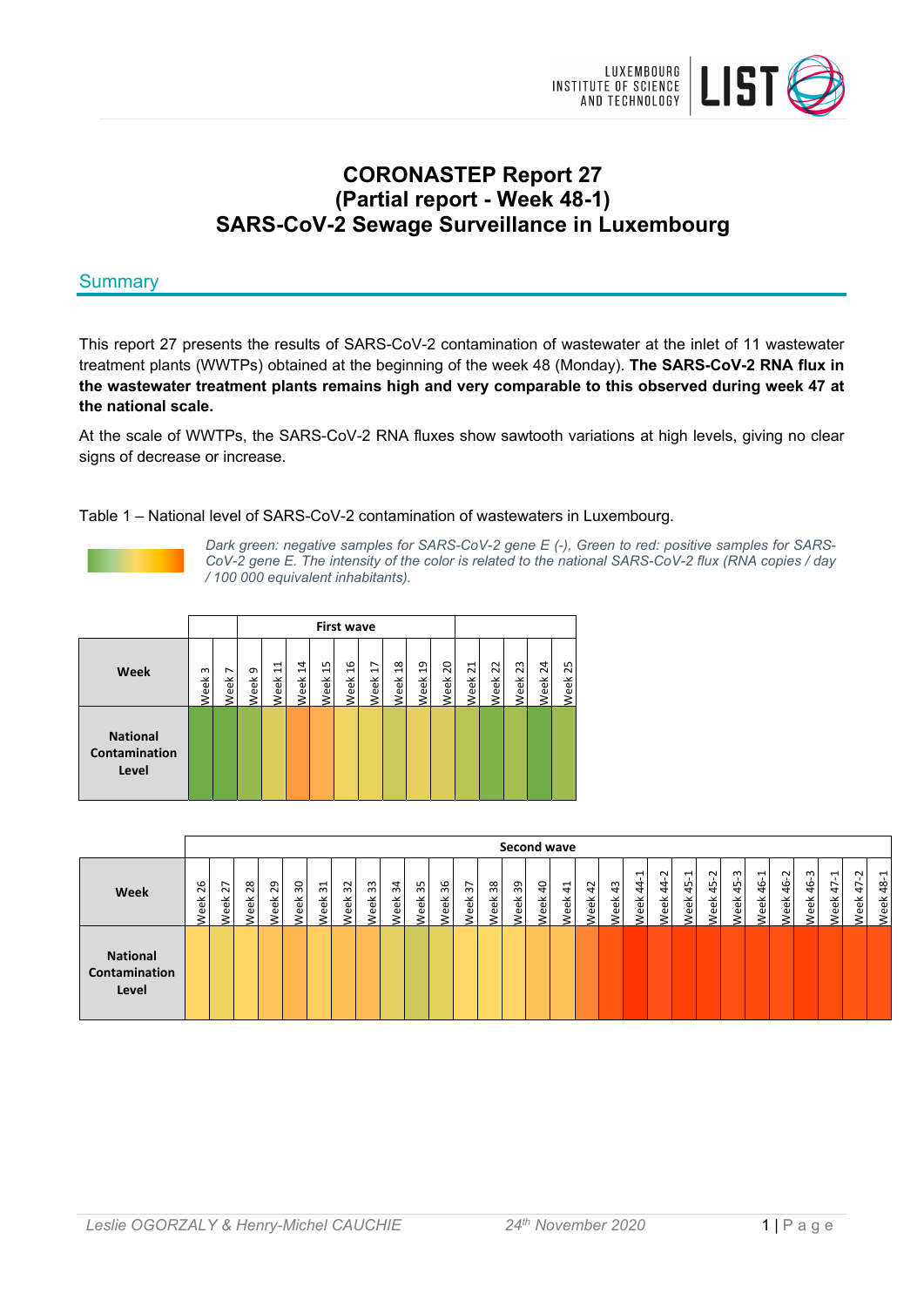# CORONASTEP Report 27 (Partial report - Week 48-1) SARS-CoV-2 Sewage Surveillance in Luxembourg

## Summary

This report 27 presents the results of SARS-CoV-2 contamination of wastewater at the inlet of 11 wastewater treatment plants (WWTPs) obtained at the beginning of the week 48 (Monday). **The SARS-CoV-2 RNA flux in the wastewater treatment plants remains high and very comparable to this observed during week 47 at the national scale.**

At the scale of WWTPs, the SARS-CoV-2 RNA fluxes show sawtooth variations at high levels, giving no clear signs of decrease or increase.

Table 1 – National level of SARS-CoV-2 contamination of wastewaters in Luxembourg.

*Dark green: negative samples for SARS-CoV-2 gene E (-), Green to red: positive samples for SARS-CoV-2 gene E. The intensity of the color is related to the national SARS-CoV-2 flux (RNA copies / day / 100 000 equivalent inhabitants).*

| | | | First wave | | | | | | | | | | | | | |
|---|---|---|---|---|---|---|---|---|---|---|---|---|---|---|---|---|
| **Week** | Week 3 | Week 7 | Week 9 | Week 11 | Week 14 | Week 15 | Week 16 | Week 17 | Week 18 | Week 19 | Week 20 | Week 21 | Week 22 | Week 23 | Week 24 | Week 25 |
| **National Contamination Level** | | | | | | | | | | | | | | | | |

| | Second wave | | | | | | | | | | | | | | | | | | | | | | | | | | | | | | |
|---|---|---|---|---|---|---|---|---|---|---|---|---|---|---|---|---|---|---|---|---|---|---|---|---|---|---|---|---|---|---|---|
| **Week** | Week 26 | Week 27 | Week 28 | Week 29 | Week 30 | Week 31 | Week 32 | Week 33 | Week 34 | Week 35 | Week 36 | Week 37 | Week 38 | Week 39 | Week 40 | Week 41 | Week 42 | Week 43 | Week 44-1 | Week 44-2 | Week 45-1 | Week 45-2 | Week 45-3 | Week 46-1 | Week 46-2 | Week 46-3 | Week 47-1 | Week 47-2 | Week 48-1 |
| **National Contamination Level** | | | | | | | | | | | | | | | | | | | | | | | | | | | | | |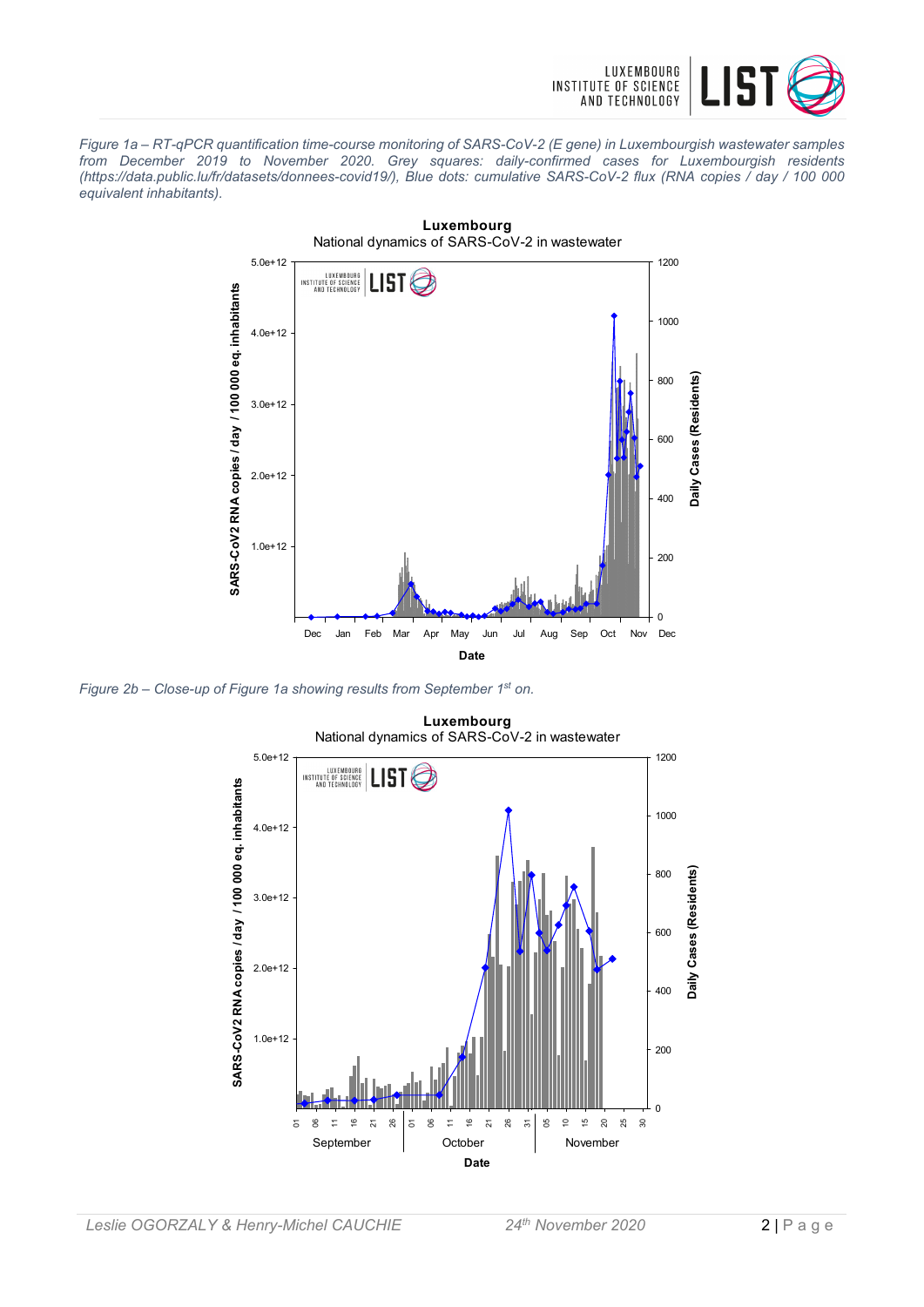*Figure 1a – RT-qPCR quantification time-course monitoring of SARS-CoV-2 (E gene) in Luxembourgish wastewater samples from December 2019 to November 2020. Grey squares: daily-confirmed cases for Luxembourgish residents (https://data.public.lu/fr/datasets/donnees-covid19/), Blue dots: cumulative SARS-CoV-2 flux (RNA copies / day / 100 000 equivalent inhabitants).*

*Figure 2b – Close-up of Figure 1a showing results from September 1st on.*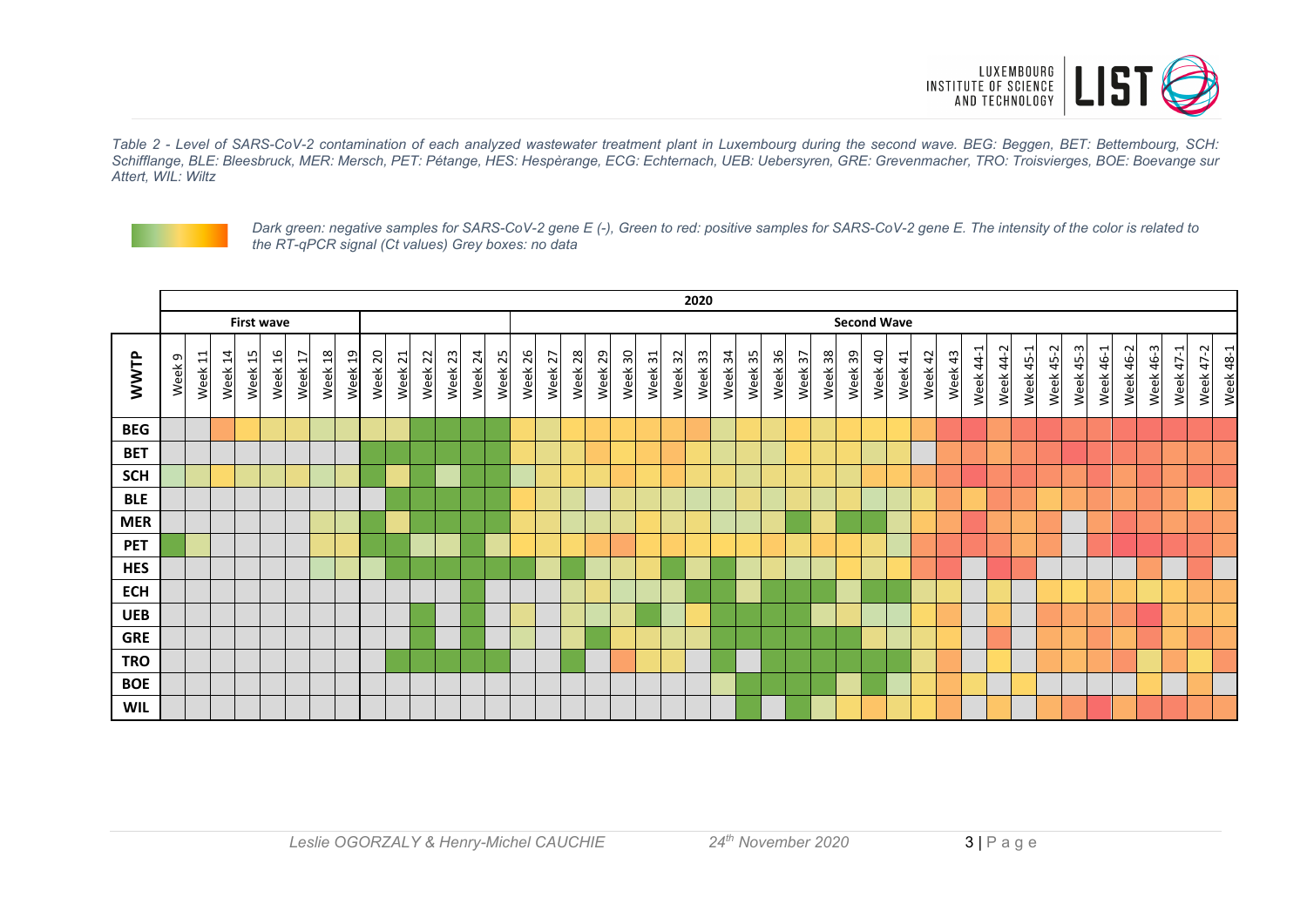*Table 2 - Level of SARS-CoV-2 contamination of each analyzed wastewater treatment plant in Luxembourg during the second wave. BEG: Beggen, BET: Bettembourg, SCH: Schifflange, BLE: Bleesbruck, MER: Mersch, PET: Pétange, HES: Hespèrange, ECG: Echternach, UEB: Uebersyren, GRE: Grevenmacher, TRO: Troisvierges, BOE: Boevange sur Attert, WIL: Wiltz*

*Dark green: negative samples for SARS-CoV-2 gene E (-), Green to red: positive samples for SARS-CoV-2 gene E. The intensity of the color is related to the RT-qPCR signal (Ct values) Grey boxes: no data*

| | 2020 | | | | | | | | | | | | | | | | | | | | | | | | | | | | | | | | | | | | | | | | | | | |
|---|---|---|---|---|---|---|---|---|---|---|---|---|---|---|---|---|---|---|---|---|---|---|---|---|---|---|---|---|---|---|---|---|---|---|---|---|---|---|---|---|---|---|---|
| | First wave | | | | | | | | | | | | | | Second Wave | | | | | | | | | | | | | | | | | | | | | | | | | | | | |
| WWTP | Week 9 | Week 11 | Week 14 | Week 15 | Week 16 | Week 17 | Week 18 | Week 19 | Week 20 | Week 21 | Week 22 | Week 23 | Week 24 | Week 25 | Week 26 | Week 27 | Week 28 | Week 29 | Week 30 | Week 31 | Week 32 | Week 33 | Week 34 | Week 35 | Week 36 | Week 37 | Week 38 | Week 39 | Week 40 | Week 41 | Week 42 | Week 43 | Week 44-1 | Week 44-2 | Week 45-1 | Week 45-2 | Week 45-3 | Week 46-1 | Week 46-2 | Week 46-3 | Week 47-1 | Week 47-2 | Week 48-1 |
| BEG | | | | | | | | | | | | | | | | | | | | | | | | | | | | | | | | | | | | | | | | | | | |
| BET | | | | | | | | | | | | | | | | | | | | | | | | | | | | | | | | | | | | | | | | | | | |
| SCH | | | | | | | | | | | | | | | | | | | | | | | | | | | | | | | | | | | | | | | | | | | |
| BLE | | | | | | | | | | | | | | | | | | | | | | | | | | | | | | | | | | | | | | | | | | | |
| MER | | | | | | | | | | | | | | | | | | | | | | | | | | | | | | | | | | | | | | | | | | | |
| PET | | | | | | | | | | | | | | | | | | | | | | | | | | | | | | | | | | | | | | | | | | | |
| HES | | | | | | | | | | | | | | | | | | | | | | | | | | | | | | | | | | | | | | | | | | | |
| ECH | | | | | | | | | | | | | | | | | | | | | | | | | | | | | | | | | | | | | | | | | | | |
| UEB | | | | | | | | | | | | | | | | | | | | | | | | | | | | | | | | | | | | | | | | | | | |
| GRE | | | | | | | | | | | | | | | | | | | | | | | | | | | | | | | | | | | | | | | | | | | |
| TRO | | | | | | | | | | | | | | | | | | | | | | | | | | | | | | | | | | | | | | | | | | | |
| BOE | | | | | | | | | | | | | | | | | | | | | | | | | | | | | | | | | | | | | | | | | | | |
| WIL | | | | | | | | | | | | | | | | | | | | | | | | | | | | | | | | | | | | | | | | | | | |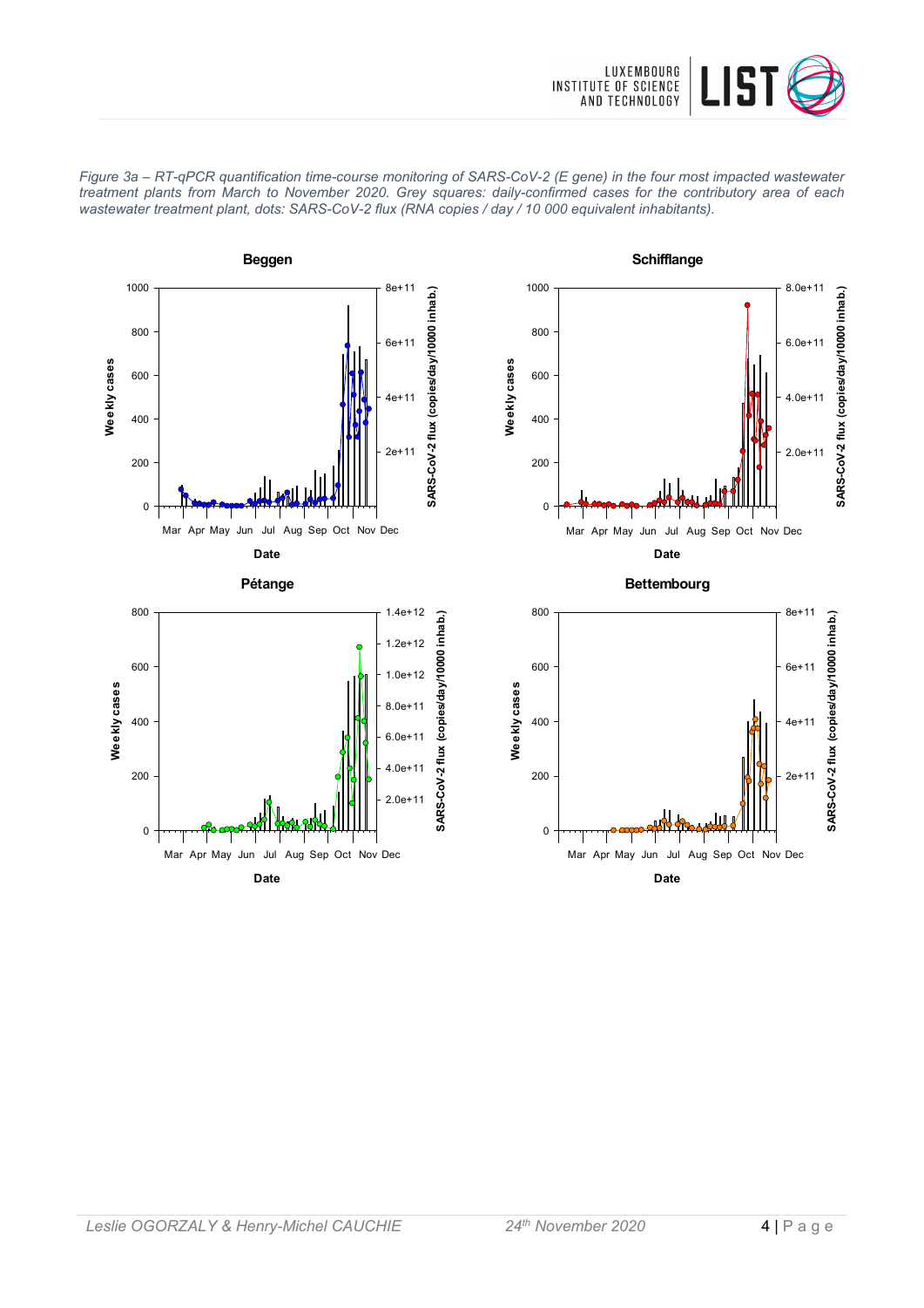*Figure 3a – RT-qPCR quantification time-course monitoring of SARS-CoV-2 (E gene) in the four most impacted wastewater treatment plants from March to November 2020. Grey squares: daily-confirmed cases for the contributory area of each wastewater treatment plant, dots: SARS-CoV-2 flux (RNA copies / day / 10 000 equivalent inhabitants).*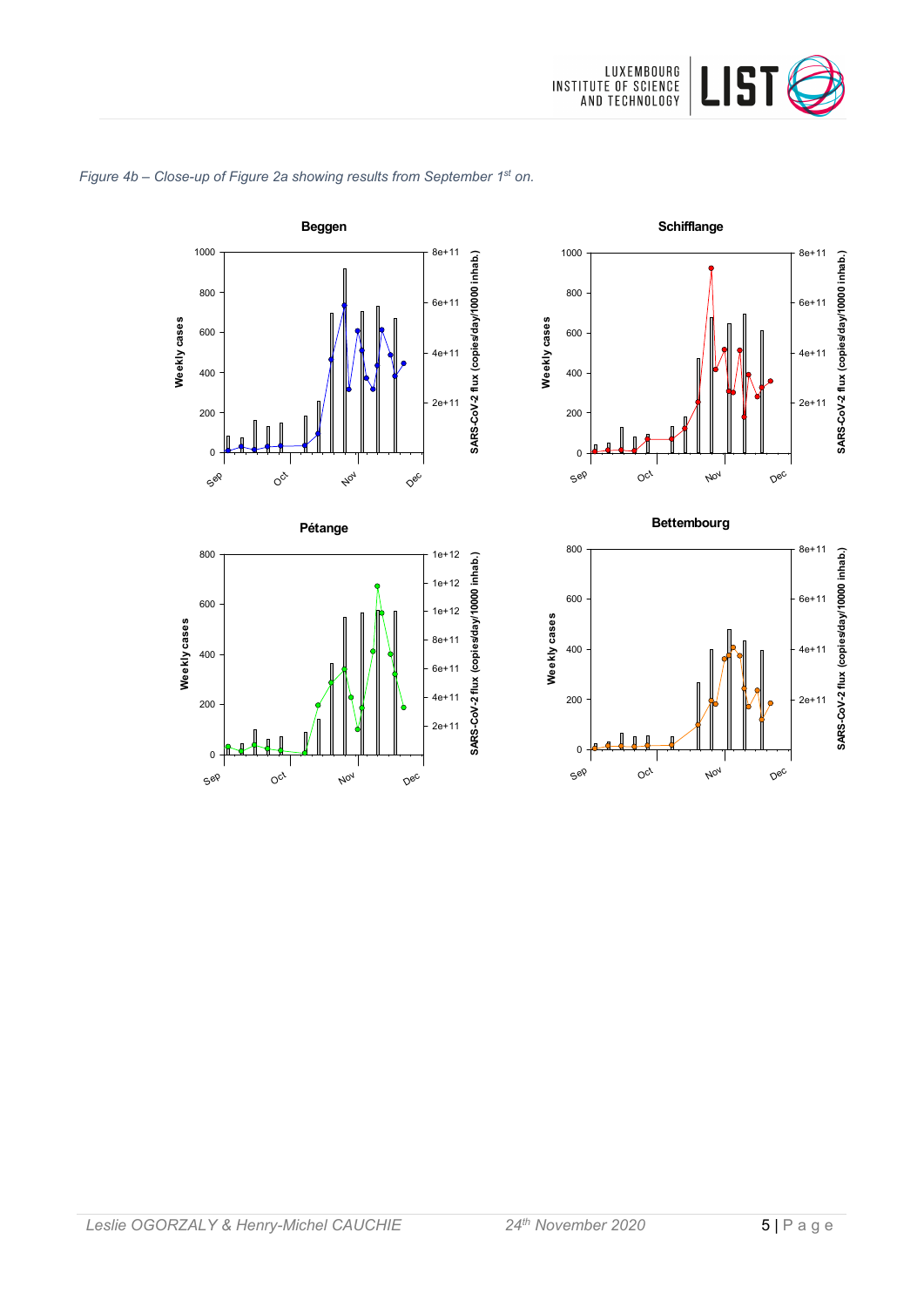*Figure 4b – Close-up of Figure 2a showing results from September 1st on.*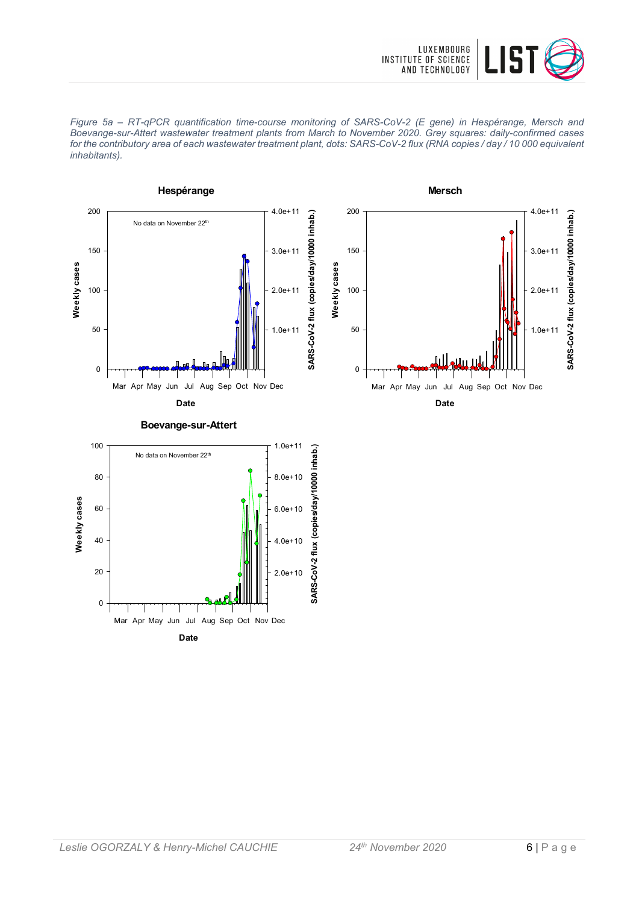*Figure 5a – RT-qPCR quantification time-course monitoring of SARS-CoV-2 (E gene) in Hespérange, Mersch and Boevange-sur-Attert wastewater treatment plants from March to November 2020. Grey squares: daily-confirmed cases for the contributory area of each wastewater treatment plant, dots: SARS-CoV-2 flux (RNA copies / day / 10 000 equivalent inhabitants).*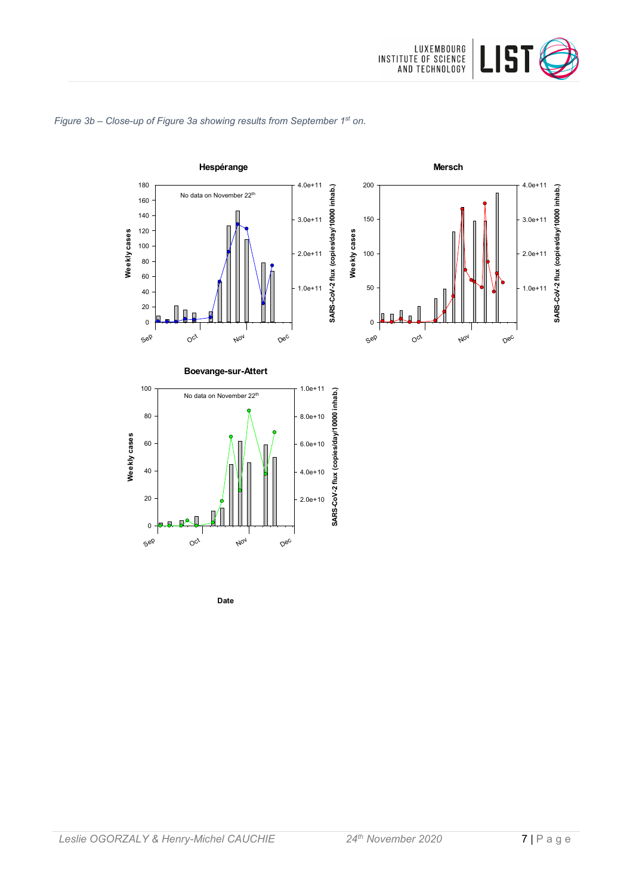*Figure 3b – Close-up of Figure 3a showing results from September 1st on.*

**Hespérange**

No data on November 22th

**Mersch**

**Boevange-sur-Attert**

No data on November 22th

Weekly cases

SARS-CoV-2 flux (copies/day/10000 inhab.)

Date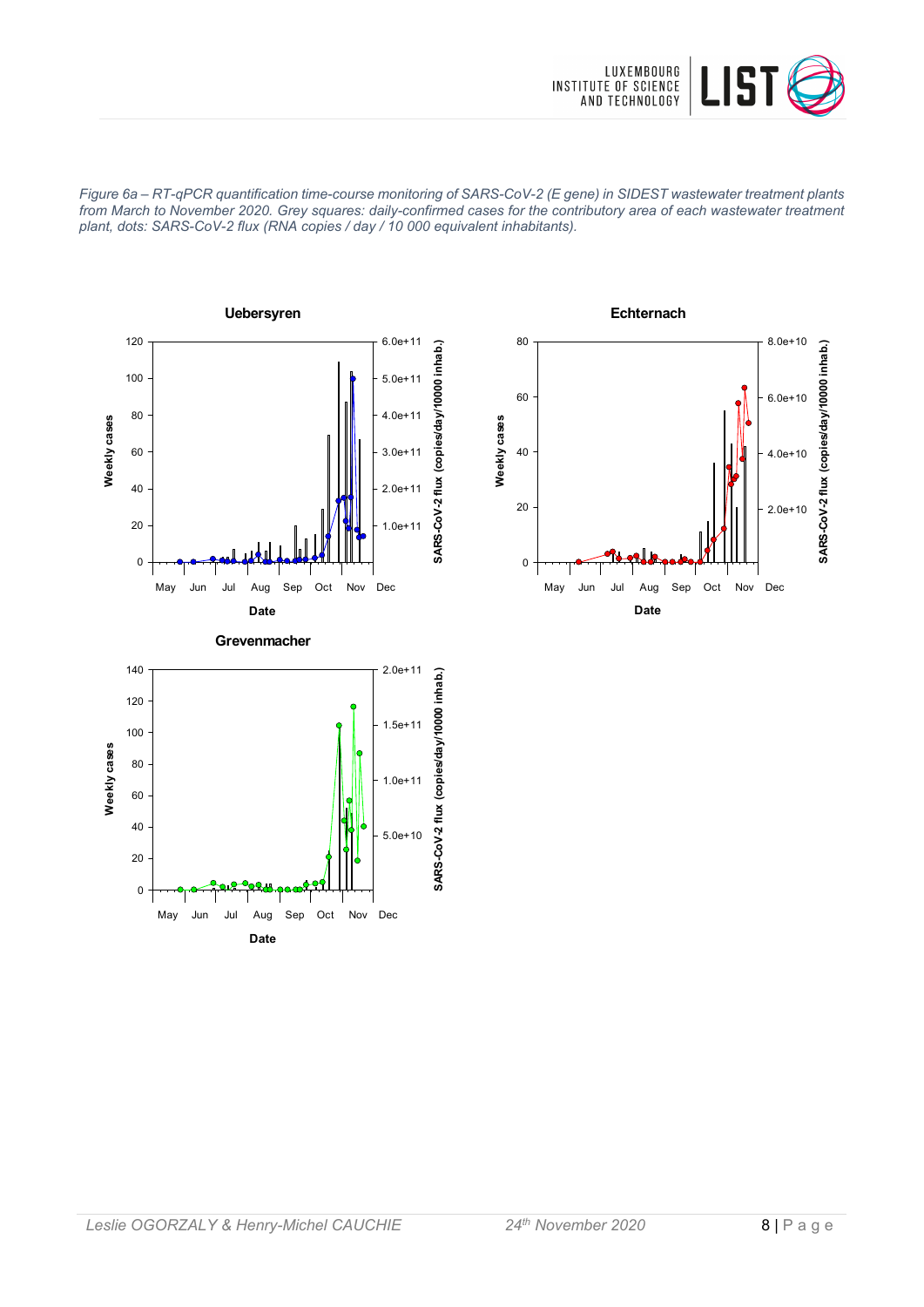*Figure 6a – RT-qPCR quantification time-course monitoring of SARS-CoV-2 (E gene) in SIDEST wastewater treatment plants from March to November 2020. Grey squares: daily-confirmed cases for the contributory area of each wastewater treatment plant, dots: SARS-CoV-2 flux (RNA copies / day / 10 000 equivalent inhabitants).*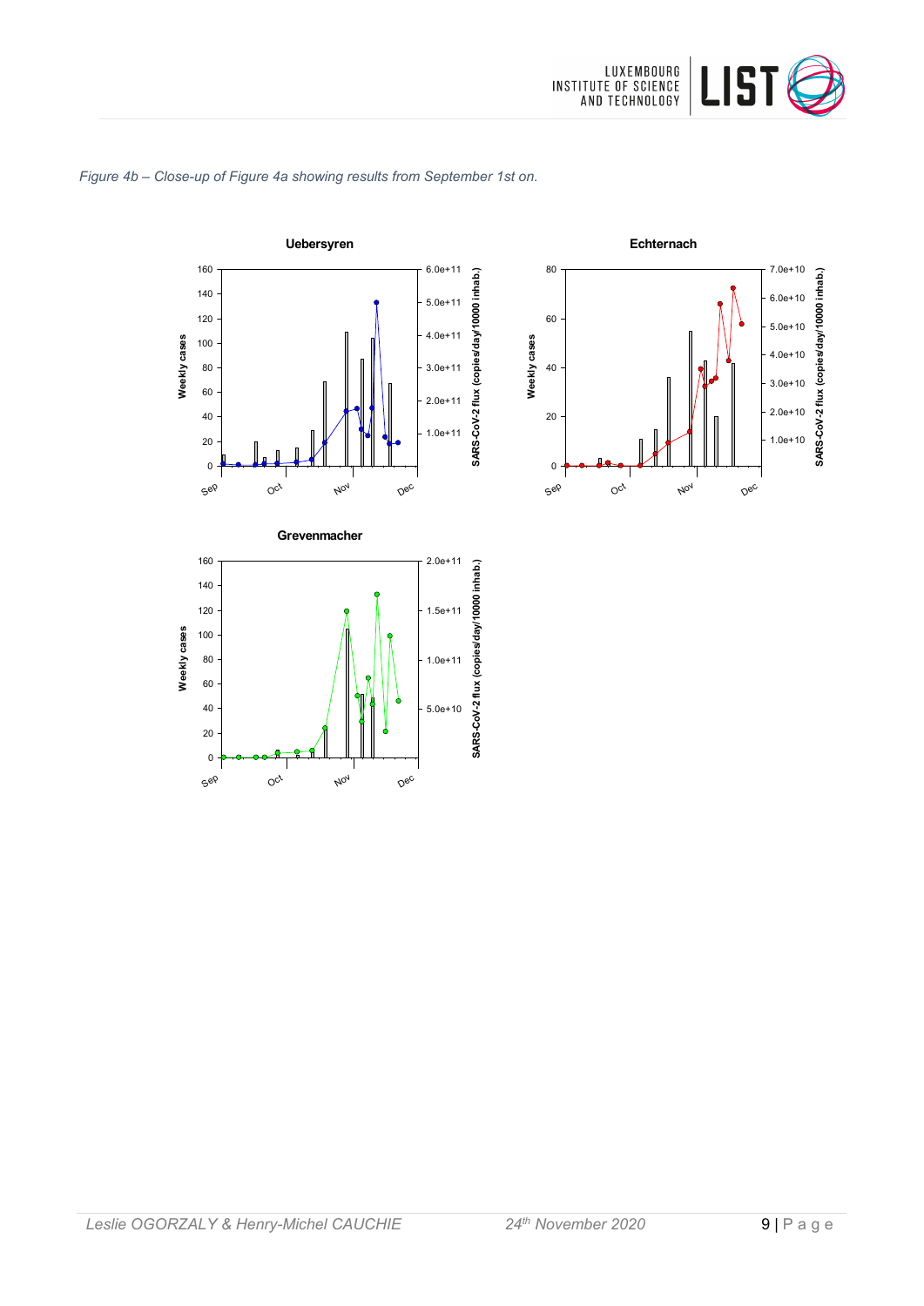*Figure 4b – Close-up of Figure 4a showing results from September 1st on.*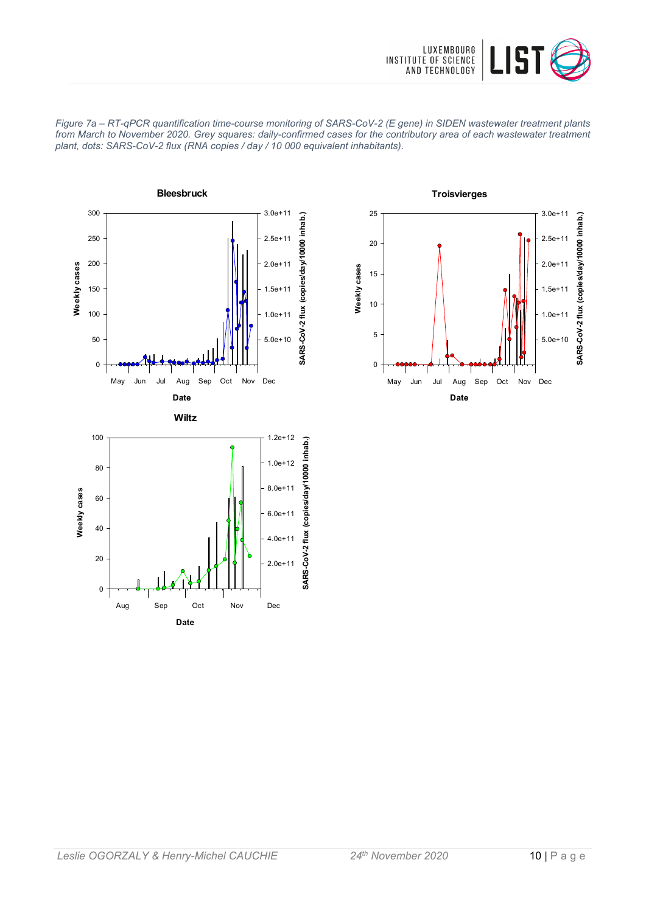*Figure 7a – RT-qPCR quantification time-course monitoring of SARS-CoV-2 (E gene) in SIDEN wastewater treatment plants from March to November 2020. Grey squares: daily-confirmed cases for the contributory area of each wastewater treatment plant, dots: SARS-CoV-2 flux (RNA copies / day / 10 000 equivalent inhabitants).*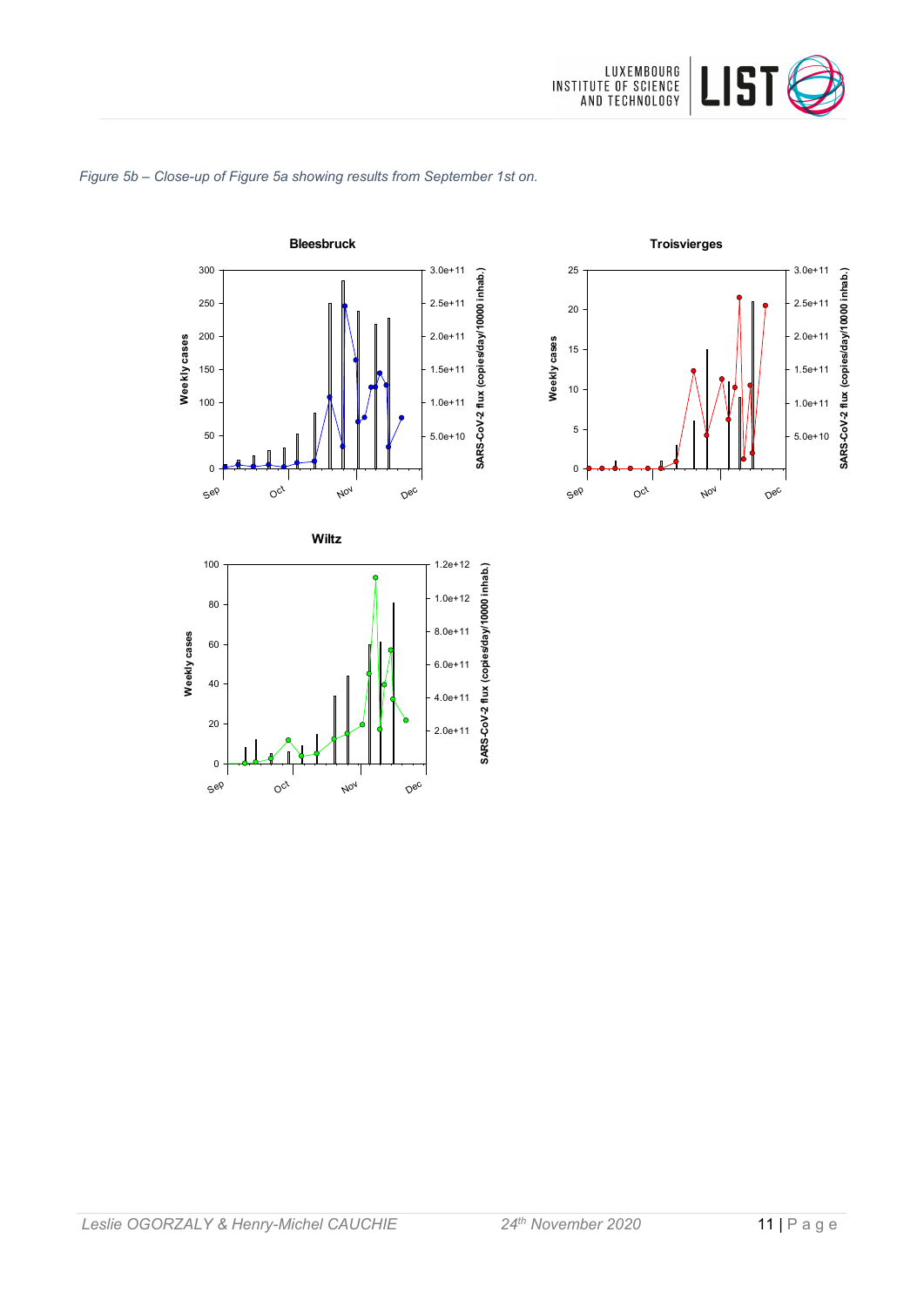*Figure 5b – Close-up of Figure 5a showing results from September 1st on.*

**Bleesbruck**

Weekly cases

SARS-CoV-2 flux (copies/day/10000 inhab.)

**Troisvierges**

Weekly cases

SARS-CoV-2 flux (copies/day/10000 inhab.)

**Wiltz**

Weekly cases

SARS-CoV-2 flux (copies/day/10000 inhab.)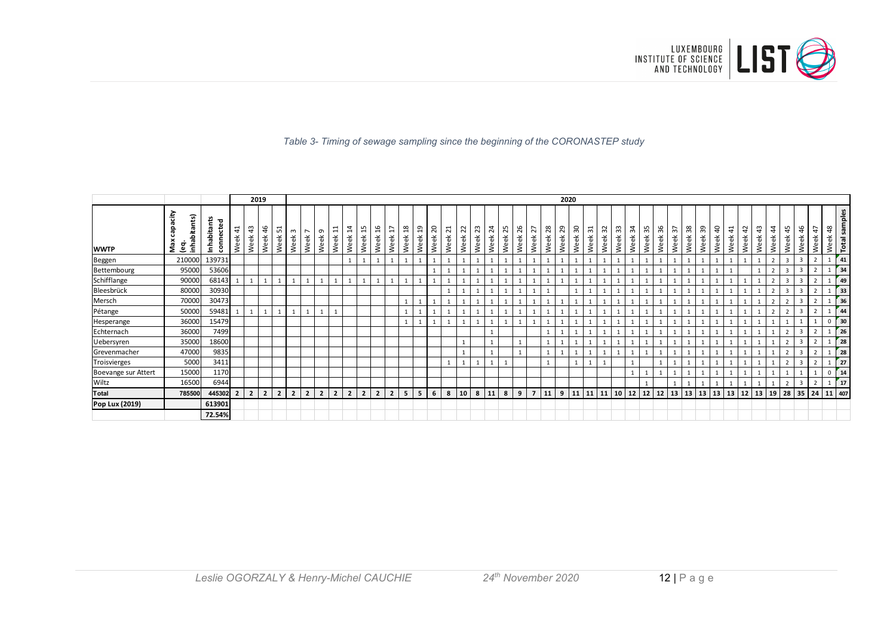*Table 3- Timing of sewage sampling since the beginning of the CORONASTEP study*

| WWTP | Max capacity (eq. inhabitants) | Inhabitants connected | 2019 | | | | 2020 | | | | | | | | | | | | | | | | | | | | | | | | | | | | | | | | | | | | | | |
|---|---|---|---|---|---|---|---|---|---|---|---|---|---|---|---|---|---|---|---|---|---|---|---|---|---|---|---|---|---|---|---|---|---|---|---|---|---|---|---|---|---|---|---|---|---|
| | | | Week 41 | Week 43 | Week 46 | Week 51 | Week 3 | Week 7 | Week 9 | Week 11 | Week 14 | Week 15 | Week 16 | Week 17 | Week 18 | Week 19 | Week 20 | Week 21 | Week 22 | Week 23 | Week 24 | Week 25 | Week 26 | Week 27 | Week 28 | Week 29 | Week 30 | Week 31 | Week 32 | Week 33 | Week 34 | Week 35 | Week 36 | Week 37 | Week 38 | Week 39 | Week 40 | Week 41 | Week 42 | Week 43 | Week 44 | Week 45 | Week 46 | Week 47 | Week 48 | Total samples |
| Beggen | 210000 | 139731 | | | | | | | | | 1 | 1 | 1 | 1 | 1 | 1 | 1 | 1 | 1 | 1 | 1 | 1 | 1 | 1 | 1 | 1 | 1 | 1 | 1 | 1 | 1 | 1 | 1 | 1 | 1 | 1 | 1 | 1 | 1 | 1 | 2 | 3 | 3 | 2 | 1 | 41 |
| Bettembourg | 95000 | 53606 | | | | | | | | | | | | | | | 1 | 1 | 1 | 1 | 1 | 1 | 1 | 1 | 1 | 1 | 1 | 1 | 1 | 1 | 1 | 1 | 1 | 1 | 1 | 1 | 1 | 1 | | 1 | 2 | 3 | 3 | 2 | 1 | 34 |
| Schifflange | 90000 | 68143 | 1 | 1 | 1 | 1 | 1 | 1 | 1 | 1 | 1 | 1 | 1 | 1 | 1 | 1 | 1 | 1 | 1 | 1 | 1 | 1 | 1 | 1 | 1 | 1 | 1 | 1 | 1 | 1 | 1 | 1 | 1 | 1 | 1 | 1 | 1 | 1 | 1 | 1 | 2 | 3 | 3 | 2 | 1 | 49 |
| Bleesbrück | 80000 | 30930 | | | | | | | | | | | | | | | | 1 | 1 | 1 | 1 | 1 | 1 | 1 | 1 | | 1 | 1 | 1 | 1 | 1 | 1 | 1 | 1 | 1 | 1 | 1 | 1 | 1 | 1 | 2 | 3 | 3 | 2 | 1 | 33 |
| Mersch | 70000 | 30473 | | | | | | | | | | | | | 1 | 1 | 1 | 1 | 1 | 1 | 1 | 1 | 1 | 1 | 1 | 1 | 1 | 1 | 1 | 1 | 1 | 1 | 1 | 1 | 1 | 1 | 1 | 1 | 1 | 1 | 2 | 2 | 3 | 2 | 1 | 36 |
| Pétange | 50000 | 59481 | 1 | 1 | 1 | 1 | 1 | 1 | 1 | 1 | | | | | 1 | 1 | 1 | 1 | 1 | 1 | 1 | 1 | 1 | 1 | 1 | 1 | 1 | 1 | 1 | 1 | 1 | 1 | 1 | 1 | 1 | 1 | 1 | 1 | 1 | 1 | 2 | 2 | 3 | 2 | 1 | 44 |
| Hesperange | 36000 | 15479 | | | | | | | | | | | | | 1 | 1 | 1 | 1 | 1 | 1 | 1 | 1 | 1 | 1 | 1 | 1 | 1 | 1 | 1 | 1 | 1 | 1 | 1 | 1 | 1 | 1 | 1 | 1 | 1 | 1 | 1 | 1 | 1 | 1 | 0 | 30 |
| Echternach | 36000 | 7499 | | | | | | | | | | | | | | | | | | | 1 | | | | 1 | 1 | 1 | 1 | 1 | 1 | 1 | 1 | 1 | 1 | 1 | 1 | 1 | 1 | 1 | 1 | 1 | 2 | 3 | 2 | 1 | 26 |
| Uebersyren | 35000 | 18600 | | | | | | | | | | | | | | | | | 1 | | 1 | | 1 | | 1 | 1 | 1 | 1 | 1 | 1 | 1 | 1 | 1 | 1 | 1 | 1 | 1 | 1 | 1 | 1 | 1 | 2 | 3 | 2 | 1 | 28 |
| Grevenmacher | 47000 | 9835 | | | | | | | | | | | | | | | | | 1 | | 1 | | 1 | | 1 | 1 | 1 | 1 | 1 | 1 | 1 | 1 | 1 | 1 | 1 | 1 | 1 | 1 | 1 | 1 | 1 | 2 | 3 | 2 | 1 | 28 |
| Troisvierges | 5000 | 3411 | | | | | | | | | | | | | | | | 1 | 1 | 1 | 1 | 1 | | | 1 | | 1 | 1 | 1 | | 1 | | 1 | 1 | 1 | 1 | 1 | 1 | 1 | 1 | 1 | 2 | 3 | 2 | 1 | 27 |
| Boevange sur Attert | 15000 | 1170 | | | | | | | | | | | | | | | | | | | | | | | | | | | | | 1 | 1 | 1 | 1 | 1 | 1 | 1 | 1 | 1 | 1 | 1 | 1 | 1 | 1 | 0 | 14 |
| Wiltz | 16500 | 6944 | | | | | | | | | | | | | | | | | | | | | | | | | | | | | | 1 | | 1 | 1 | 1 | 1 | 1 | 1 | 1 | 1 | 2 | 3 | 2 | 1 | 17 |
| **Total** | **785500** | **445302** | **2** | **2** | **2** | **2** | **2** | **2** | **2** | **2** | **2** | **2** | **2** | **2** | **5** | **5** | **6** | **8** | **10** | **8** | **11** | **8** | **9** | **7** | **11** | **9** | **11** | **11** | **11** | **10** | **12** | **12** | **12** | **13** | **13** | **13** | **13** | **13** | **12** | **13** | **19** | **28** | **35** | **24** | **11** | **407** |
| **Pop Lux (2019)** | | **613901** | | | | | | | | | | | | | | | | | | | | | | | | | | | | | | | | | | | | | | | | | | | | |
| | | **72.54%** | | | | | | | | | | | | | | | | | | | | | | | | | | | | | | | | | | | | | | | | | | | | |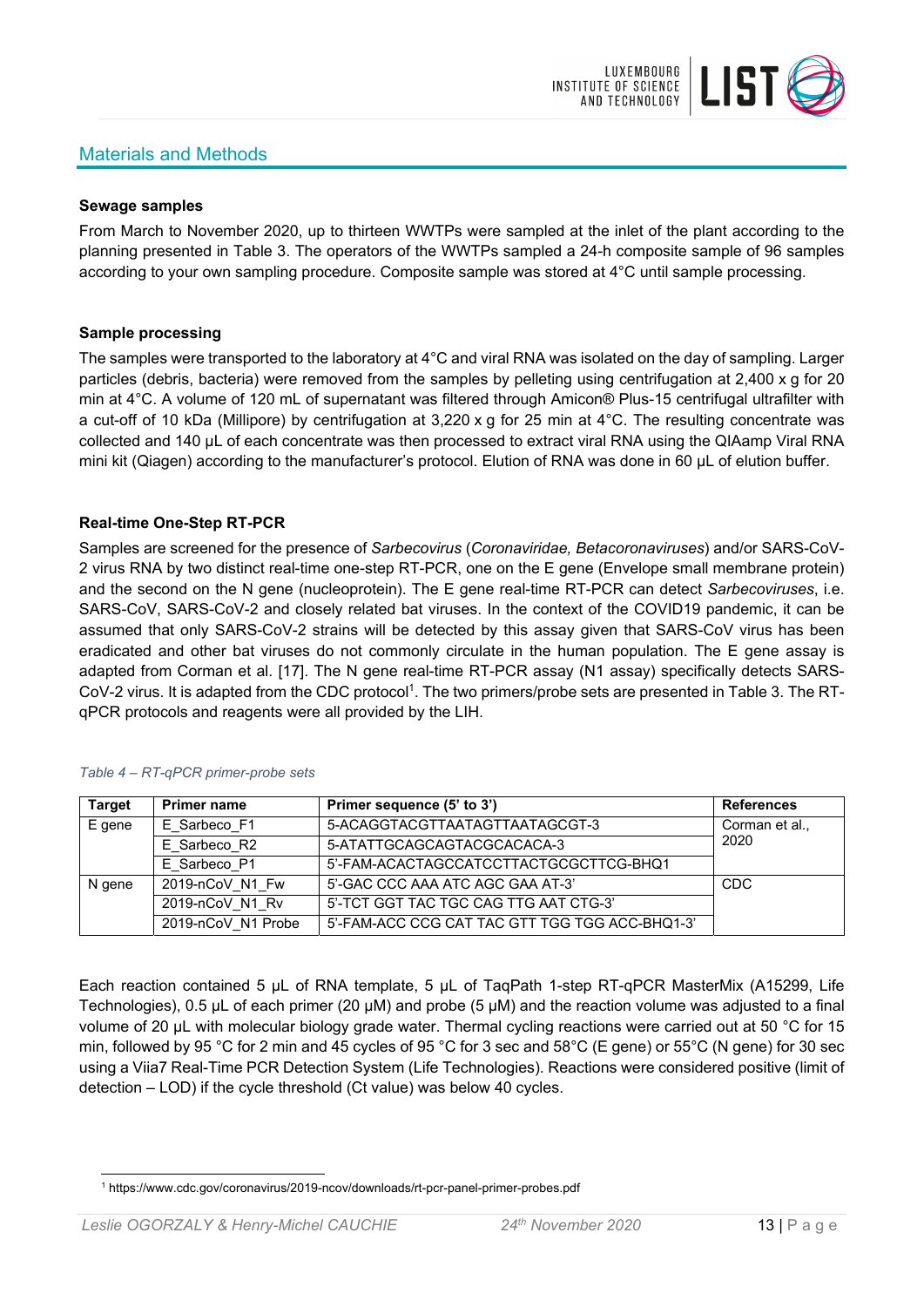## Materials and Methods

**Sewage samples**

From March to November 2020, up to thirteen WWTPs were sampled at the inlet of the plant according to the planning presented in Table 3. The operators of the WWTPs sampled a 24-h composite sample of 96 samples according to your own sampling procedure. Composite sample was stored at 4°C until sample processing.

**Sample processing**

The samples were transported to the laboratory at 4°C and viral RNA was isolated on the day of sampling. Larger particles (debris, bacteria) were removed from the samples by pelleting using centrifugation at 2,400 x g for 20 min at 4°C. A volume of 120 mL of supernatant was filtered through Amicon® Plus-15 centrifugal ultrafilter with a cut-off of 10 kDa (Millipore) by centrifugation at 3,220 x g for 25 min at 4°C. The resulting concentrate was collected and 140 µL of each concentrate was then processed to extract viral RNA using the QIAamp Viral RNA mini kit (Qiagen) according to the manufacturer's protocol. Elution of RNA was done in 60 µL of elution buffer.

**Real-time One-Step RT-PCR**

Samples are screened for the presence of *Sarbecovirus* (*Coronaviridae, Betacoronaviruses*) and/or SARS-CoV-2 virus RNA by two distinct real-time one-step RT-PCR, one on the E gene (Envelope small membrane protein) and the second on the N gene (nucleoprotein). The E gene real-time RT-PCR can detect *Sarbecoviruses*, i.e. SARS-CoV, SARS-CoV-2 and closely related bat viruses. In the context of the COVID19 pandemic, it can be assumed that only SARS-CoV-2 strains will be detected by this assay given that SARS-CoV virus has been eradicated and other bat viruses do not commonly circulate in the human population. The E gene assay is adapted from Corman et al. [17]. The N gene real-time RT-PCR assay (N1 assay) specifically detects SARS-CoV-2 virus. It is adapted from the CDC protocol[1]. The two primers/probe sets are presented in Table 3. The RT-qPCR protocols and reagents were all provided by the LIH.

*Table 4 – RT-qPCR primer-probe sets*

| Target | Primer name | Primer sequence (5' to 3') | References |
|---|---|---|---|
| E gene | E_Sarbeco_F1 | 5-ACAGGTACGTTAATAGTTAATAGCGT-3 | Corman et al., 2020 |
| | E_Sarbeco_R2 | 5-ATATTGCAGCAGTACGCACACA-3 | |
| | E_Sarbeco_P1 | 5'-FAM-ACACTAGCCATCCTTACTGCGCTTCG-BHQ1 | |
| N gene | 2019-nCoV_N1_Fw | 5'-GAC CCC AAA ATC AGC GAA AT-3' | CDC |
| | 2019-nCoV_N1_Rv | 5'-TCT GGT TAC TGC CAG TTG AAT CTG-3' | |
| | 2019-nCoV_N1 Probe | 5'-FAM-ACC CCG CAT TAC GTT TGG TGG ACC-BHQ1-3' | |

Each reaction contained 5 µL of RNA template, 5 µL of TaqPath 1-step RT-qPCR MasterMix (A15299, Life Technologies), 0.5 µL of each primer (20 µM) and probe (5 µM) and the reaction volume was adjusted to a final volume of 20 µL with molecular biology grade water. Thermal cycling reactions were carried out at 50 °C for 15 min, followed by 95 °C for 2 min and 45 cycles of 95 °C for 3 sec and 58°C (E gene) or 55°C (N gene) for 30 sec using a Viia7 Real-Time PCR Detection System (Life Technologies). Reactions were considered positive (limit of detection – LOD) if the cycle threshold (Ct value) was below 40 cycles.

[1] https://www.cdc.gov/coronavirus/2019-ncov/downloads/rt-pcr-panel-primer-probes.pdf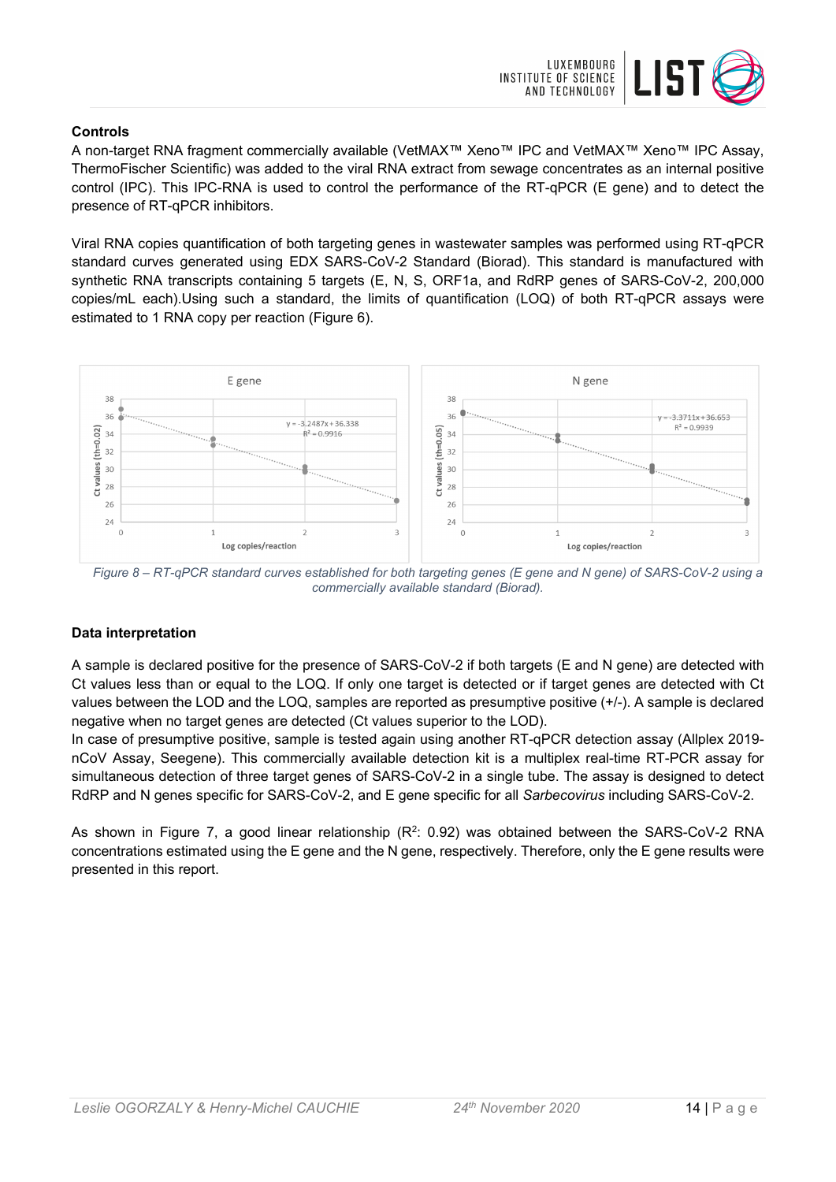**Controls**

A non-target RNA fragment commercially available (VetMAX™ Xeno™ IPC and VetMAX™ Xeno™ IPC Assay, ThermoFischer Scientific) was added to the viral RNA extract from sewage concentrates as an internal positive control (IPC). This IPC-RNA is used to control the performance of the RT-qPCR (E gene) and to detect the presence of RT-qPCR inhibitors.

Viral RNA copies quantification of both targeting genes in wastewater samples was performed using RT-qPCR standard curves generated using EDX SARS-CoV-2 Standard (Biorad). This standard is manufactured with synthetic RNA transcripts containing 5 targets (E, N, S, ORF1a, and RdRP genes of SARS-CoV-2, 200,000 copies/mL each).Using such a standard, the limits of quantification (LOQ) of both RT-qPCR assays were estimated to 1 RNA copy per reaction (Figure 6).

*Figure 8 – RT-qPCR standard curves established for both targeting genes (E gene and N gene) of SARS-CoV-2 using a commercially available standard (Biorad).*

**Data interpretation**

A sample is declared positive for the presence of SARS-CoV-2 if both targets (E and N gene) are detected with Ct values less than or equal to the LOQ. If only one target is detected or if target genes are detected with Ct values between the LOD and the LOQ, samples are reported as presumptive positive (+/-). A sample is declared negative when no target genes are detected (Ct values superior to the LOD).

In case of presumptive positive, sample is tested again using another RT-qPCR detection assay (Allplex 2019-nCoV Assay, Seegene). This commercially available detection kit is a multiplex real-time RT-PCR assay for simultaneous detection of three target genes of SARS-CoV-2 in a single tube. The assay is designed to detect RdRP and N genes specific for SARS-CoV-2, and E gene specific for all *Sarbecovirus* including SARS-CoV-2.

As shown in Figure 7, a good linear relationship ($R^2$: 0.92) was obtained between the SARS-CoV-2 RNA concentrations estimated using the E gene and the N gene, respectively. Therefore, only the E gene results were presented in this report.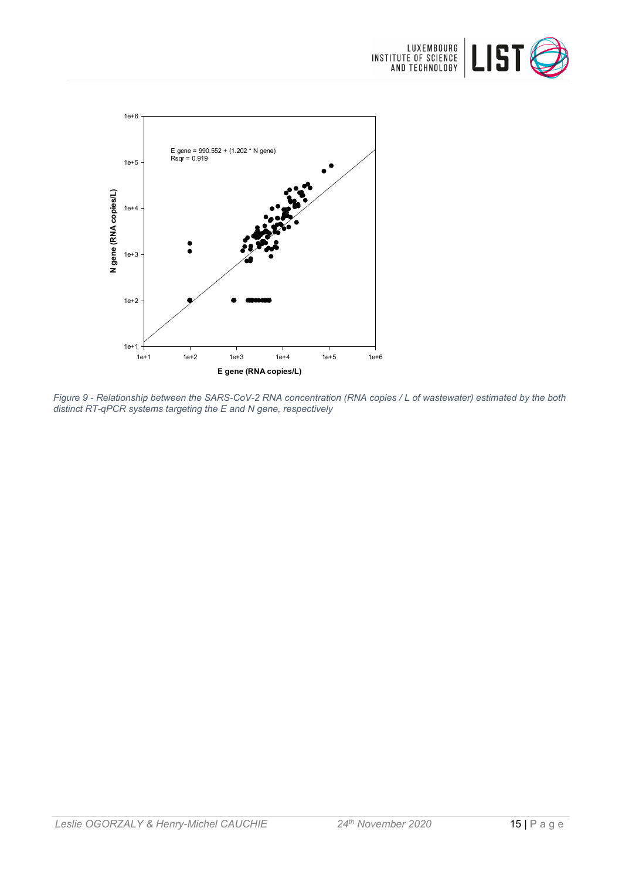E gene = 990.552 + (1.202 * N gene)
Rsqr = 0.919

N gene (RNA copies/L)

1e+6
1e+5
1e+4
1e+3
1e+2
1e+1

1e+1 1e+2 1e+3 1e+4 1e+5 1e+6

E gene (RNA copies/L)

*Figure 9 - Relationship between the SARS-CoV-2 RNA concentration (RNA copies / L of wastewater) estimated by the both distinct RT-qPCR systems targeting the E and N gene, respectively*